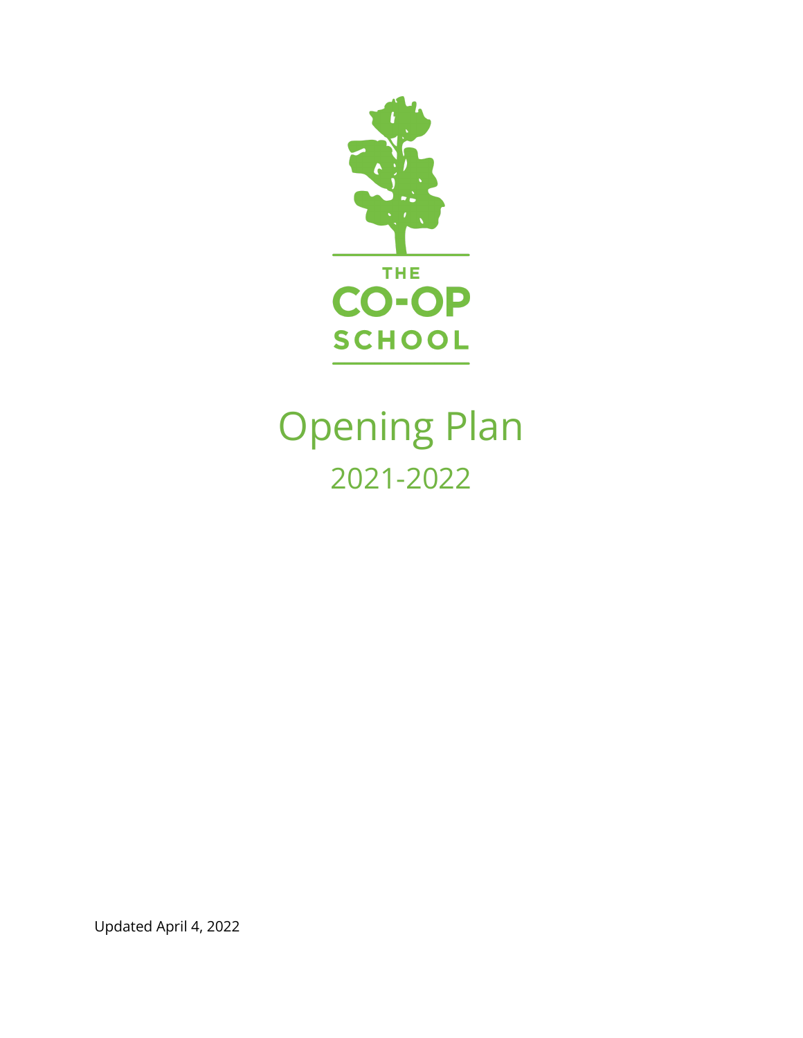THE
CO-OP
SCHOOL

# Opening Plan

## 2021-2022

Updated April 4, 2022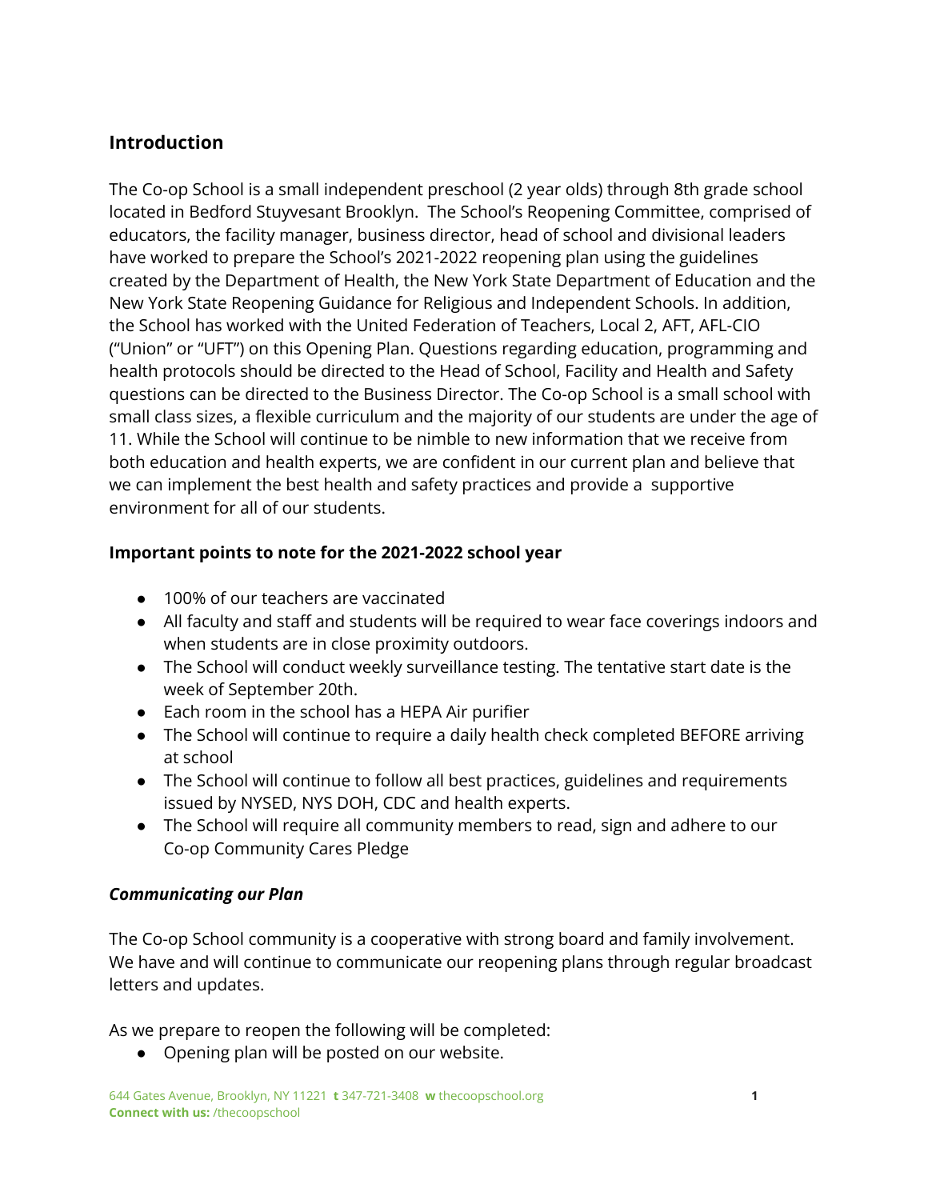## Introduction

The Co-op School is a small independent preschool (2 year olds) through 8th grade school located in Bedford Stuyvesant Brooklyn. The School's Reopening Committee, comprised of educators, the facility manager, business director, head of school and divisional leaders have worked to prepare the School's 2021-2022 reopening plan using the guidelines created by the Department of Health, the New York State Department of Education and the New York State Reopening Guidance for Religious and Independent Schools. In addition, the School has worked with the United Federation of Teachers, Local 2, AFT, AFL-CIO ("Union" or "UFT") on this Opening Plan. Questions regarding education, programming and health protocols should be directed to the Head of School, Facility and Health and Safety questions can be directed to the Business Director. The Co-op School is a small school with small class sizes, a flexible curriculum and the majority of our students are under the age of 11. While the School will continue to be nimble to new information that we receive from both education and health experts, we are confident in our current plan and believe that we can implement the best health and safety practices and provide a supportive environment for all of our students.

### Important points to note for the 2021-2022 school year

- 100% of our teachers are vaccinated
- All faculty and staff and students will be required to wear face coverings indoors and when students are in close proximity outdoors.
- The School will conduct weekly surveillance testing. The tentative start date is the week of September 20th.
- Each room in the school has a HEPA Air purifier
- The School will continue to require a daily health check completed BEFORE arriving at school
- The School will continue to follow all best practices, guidelines and requirements issued by NYSED, NYS DOH, CDC and health experts.
- The School will require all community members to read, sign and adhere to our Co-op Community Cares Pledge

### *Communicating our Plan*

The Co-op School community is a cooperative with strong board and family involvement. We have and will continue to communicate our reopening plans through regular broadcast letters and updates.

As we prepare to reopen the following will be completed:

- Opening plan will be posted on our website.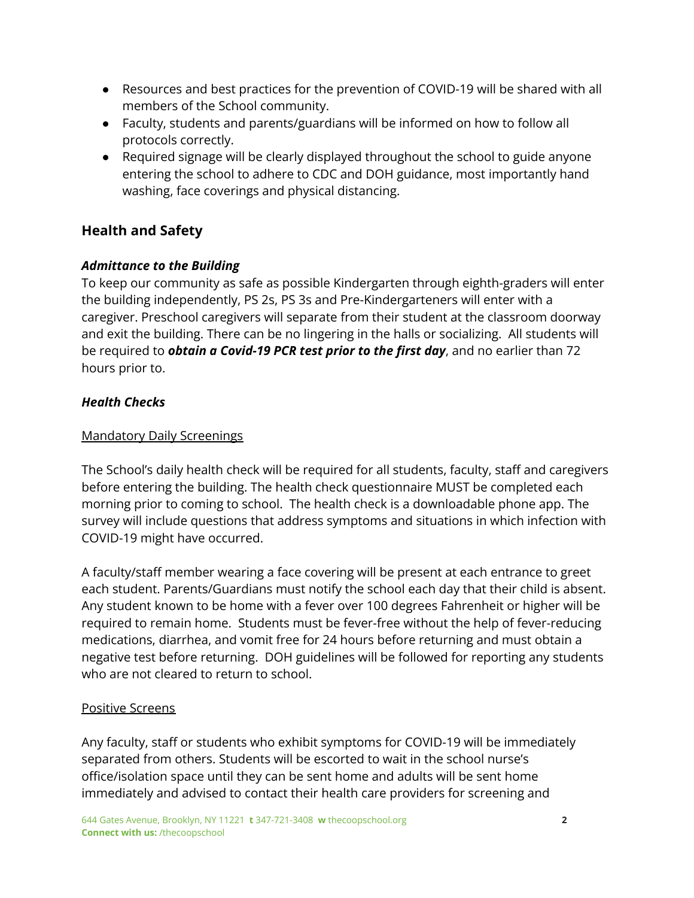- Resources and best practices for the prevention of COVID-19 will be shared with all members of the School community.
- Faculty, students and parents/guardians will be informed on how to follow all protocols correctly.
- Required signage will be clearly displayed throughout the school to guide anyone entering the school to adhere to CDC and DOH guidance, most importantly hand washing, face coverings and physical distancing.

## Health and Safety

### *Admittance to the Building*

To keep our community as safe as possible Kindergarten through eighth-graders will enter the building independently, PS 2s, PS 3s and Pre-Kindergarteners will enter with a caregiver. Preschool caregivers will separate from their student at the classroom doorway and exit the building. There can be no lingering in the halls or socializing. All students will be required to ***obtain a Covid-19 PCR test prior to the first day***, and no earlier than 72 hours prior to.

### *Health Checks*

<u>Mandatory Daily Screenings</u>

The School's daily health check will be required for all students, faculty, staff and caregivers before entering the building. The health check questionnaire MUST be completed each morning prior to coming to school. The health check is a downloadable phone app. The survey will include questions that address symptoms and situations in which infection with COVID-19 might have occurred.

A faculty/staff member wearing a face covering will be present at each entrance to greet each student. Parents/Guardians must notify the school each day that their child is absent. Any student known to be home with a fever over 100 degrees Fahrenheit or higher will be required to remain home. Students must be fever-free without the help of fever-reducing medications, diarrhea, and vomit free for 24 hours before returning and must obtain a negative test before returning. DOH guidelines will be followed for reporting any students who are not cleared to return to school.

<u>Positive Screens</u>

Any faculty, staff or students who exhibit symptoms for COVID-19 will be immediately separated from others. Students will be escorted to wait in the school nurse's office/isolation space until they can be sent home and adults will be sent home immediately and advised to contact their health care providers for screening and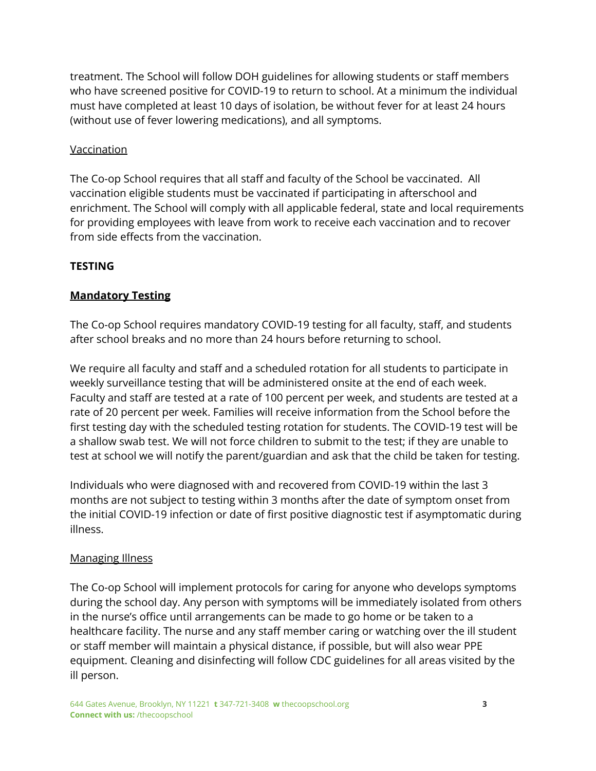treatment. The School will follow DOH guidelines for allowing students or staff members who have screened positive for COVID-19 to return to school. At a minimum the individual must have completed at least 10 days of isolation, be without fever for at least 24 hours (without use of fever lowering medications), and all symptoms.

<u>Vaccination</u>

The Co-op School requires that all staff and faculty of the School be vaccinated. All vaccination eligible students must be vaccinated if participating in afterschool and enrichment. The School will comply with all applicable federal, state and local requirements for providing employees with leave from work to receive each vaccination and to recover from side effects from the vaccination.

**TESTING**

**<u>Mandatory Testing</u>**

The Co-op School requires mandatory COVID-19 testing for all faculty, staff, and students after school breaks and no more than 24 hours before returning to school.

We require all faculty and staff and a scheduled rotation for all students to participate in weekly surveillance testing that will be administered onsite at the end of each week. Faculty and staff are tested at a rate of 100 percent per week, and students are tested at a rate of 20 percent per week. Families will receive information from the School before the first testing day with the scheduled testing rotation for students. The COVID-19 test will be a shallow swab test. We will not force children to submit to the test; if they are unable to test at school we will notify the parent/guardian and ask that the child be taken for testing.

Individuals who were diagnosed with and recovered from COVID-19 within the last 3 months are not subject to testing within 3 months after the date of symptom onset from the initial COVID-19 infection or date of first positive diagnostic test if asymptomatic during illness.

<u>Managing Illness</u>

The Co-op School will implement protocols for caring for anyone who develops symptoms during the school day. Any person with symptoms will be immediately isolated from others in the nurse's office until arrangements can be made to go home or be taken to a healthcare facility. The nurse and any staff member caring or watching over the ill student or staff member will maintain a physical distance, if possible, but will also wear PPE equipment. Cleaning and disinfecting will follow CDC guidelines for all areas visited by the ill person.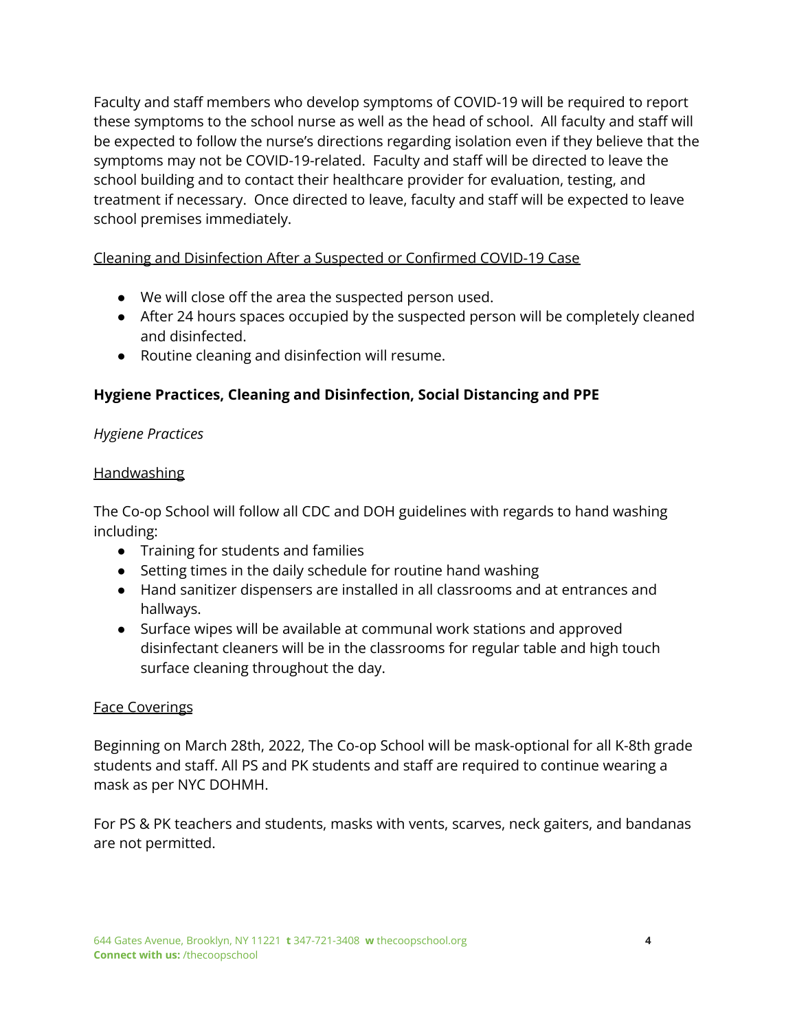Faculty and staff members who develop symptoms of COVID-19 will be required to report these symptoms to the school nurse as well as the head of school. All faculty and staff will be expected to follow the nurse's directions regarding isolation even if they believe that the symptoms may not be COVID-19-related. Faculty and staff will be directed to leave the school building and to contact their healthcare provider for evaluation, testing, and treatment if necessary. Once directed to leave, faculty and staff will be expected to leave school premises immediately.

<u>Cleaning and Disinfection After a Suspected or Confirmed COVID-19 Case</u>

- We will close off the area the suspected person used.
- After 24 hours spaces occupied by the suspected person will be completely cleaned and disinfected.
- Routine cleaning and disinfection will resume.

### Hygiene Practices, Cleaning and Disinfection, Social Distancing and PPE

*Hygiene Practices*

<u>Handwashing</u>

The Co-op School will follow all CDC and DOH guidelines with regards to hand washing including:

- Training for students and families
- Setting times in the daily schedule for routine hand washing
- Hand sanitizer dispensers are installed in all classrooms and at entrances and hallways.
- Surface wipes will be available at communal work stations and approved disinfectant cleaners will be in the classrooms for regular table and high touch surface cleaning throughout the day.

<u>Face Coverings</u>

Beginning on March 28th, 2022, The Co-op School will be mask-optional for all K-8th grade students and staff. All PS and PK students and staff are required to continue wearing a mask as per NYC DOHMH.

For PS & PK teachers and students, masks with vents, scarves, neck gaiters, and bandanas are not permitted.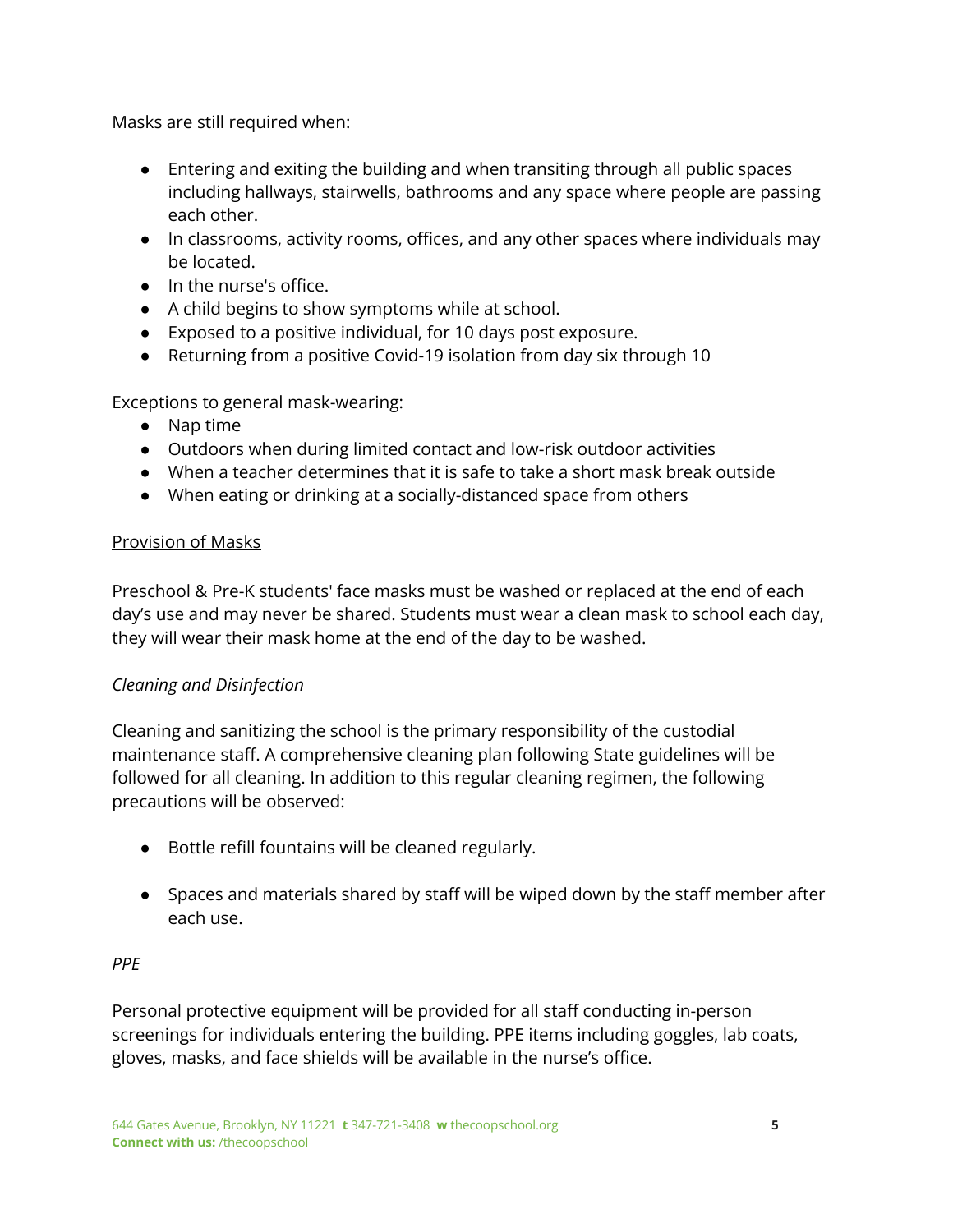Masks are still required when:

- Entering and exiting the building and when transiting through all public spaces including hallways, stairwells, bathrooms and any space where people are passing each other.
- In classrooms, activity rooms, offices, and any other spaces where individuals may be located.
- In the nurse's office.
- A child begins to show symptoms while at school.
- Exposed to a positive individual, for 10 days post exposure.
- Returning from a positive Covid-19 isolation from day six through 10

Exceptions to general mask-wearing:

- Nap time
- Outdoors when during limited contact and low-risk outdoor activities
- When a teacher determines that it is safe to take a short mask break outside
- When eating or drinking at a socially-distanced space from others

<u>Provision of Masks</u>

Preschool & Pre-K students' face masks must be washed or replaced at the end of each day's use and may never be shared. Students must wear a clean mask to school each day, they will wear their mask home at the end of the day to be washed.

*Cleaning and Disinfection*

Cleaning and sanitizing the school is the primary responsibility of the custodial maintenance staff. A comprehensive cleaning plan following State guidelines will be followed for all cleaning. In addition to this regular cleaning regimen, the following precautions will be observed:

- Bottle refill fountains will be cleaned regularly.
- Spaces and materials shared by staff will be wiped down by the staff member after each use.

*PPE*

Personal protective equipment will be provided for all staff conducting in-person screenings for individuals entering the building. PPE items including goggles, lab coats, gloves, masks, and face shields will be available in the nurse's office.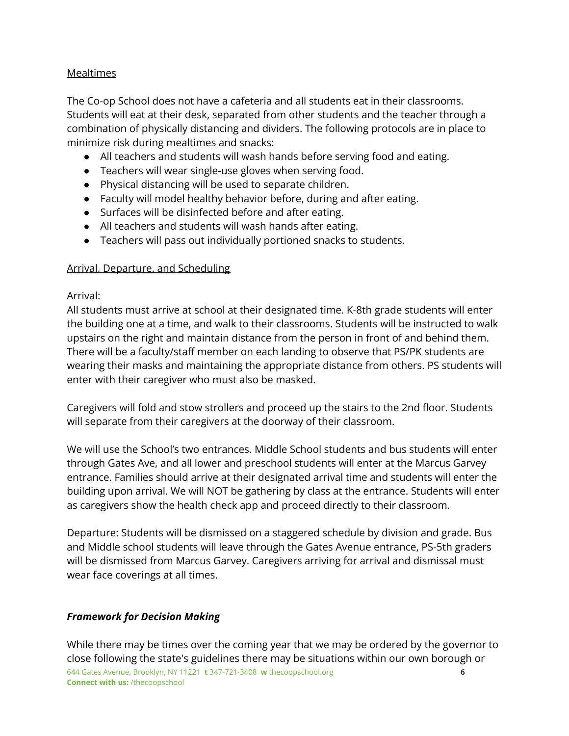Mealtimes

The Co-op School does not have a cafeteria and all students eat in their classrooms. Students will eat at their desk, separated from other students and the teacher through a combination of physically distancing and dividers. The following protocols are in place to minimize risk during mealtimes and snacks:

- All teachers and students will wash hands before serving food and eating.
- Teachers will wear single-use gloves when serving food.
- Physical distancing will be used to separate children.
- Faculty will model healthy behavior before, during and after eating.
- Surfaces will be disinfected before and after eating.
- All teachers and students will wash hands after eating.
- Teachers will pass out individually portioned snacks to students.

Arrival, Departure, and Scheduling

Arrival:
All students must arrive at school at their designated time. K-8th grade students will enter the building one at a time, and walk to their classrooms. Students will be instructed to walk upstairs on the right and maintain distance from the person in front of and behind them. There will be a faculty/staff member on each landing to observe that PS/PK students are wearing their masks and maintaining the appropriate distance from others. PS students will enter with their caregiver who must also be masked.

Caregivers will fold and stow strollers and proceed up the stairs to the 2nd floor. Students will separate from their caregivers at the doorway of their classroom.

We will use the School's two entrances. Middle School students and bus students will enter through Gates Ave, and all lower and preschool students will enter at the Marcus Garvey entrance. Families should arrive at their designated arrival time and students will enter the building upon arrival. We will NOT be gathering by class at the entrance. Students will enter as caregivers show the health check app and proceed directly to their classroom.

Departure: Students will be dismissed on a staggered schedule by division and grade. Bus and Middle school students will leave through the Gates Avenue entrance, PS-5th graders will be dismissed from Marcus Garvey. Caregivers arriving for arrival and dismissal must wear face coverings at all times.

***Framework for Decision Making***

While there may be times over the coming year that we may be ordered by the governor to close following the state's guidelines there may be situations within our own borough or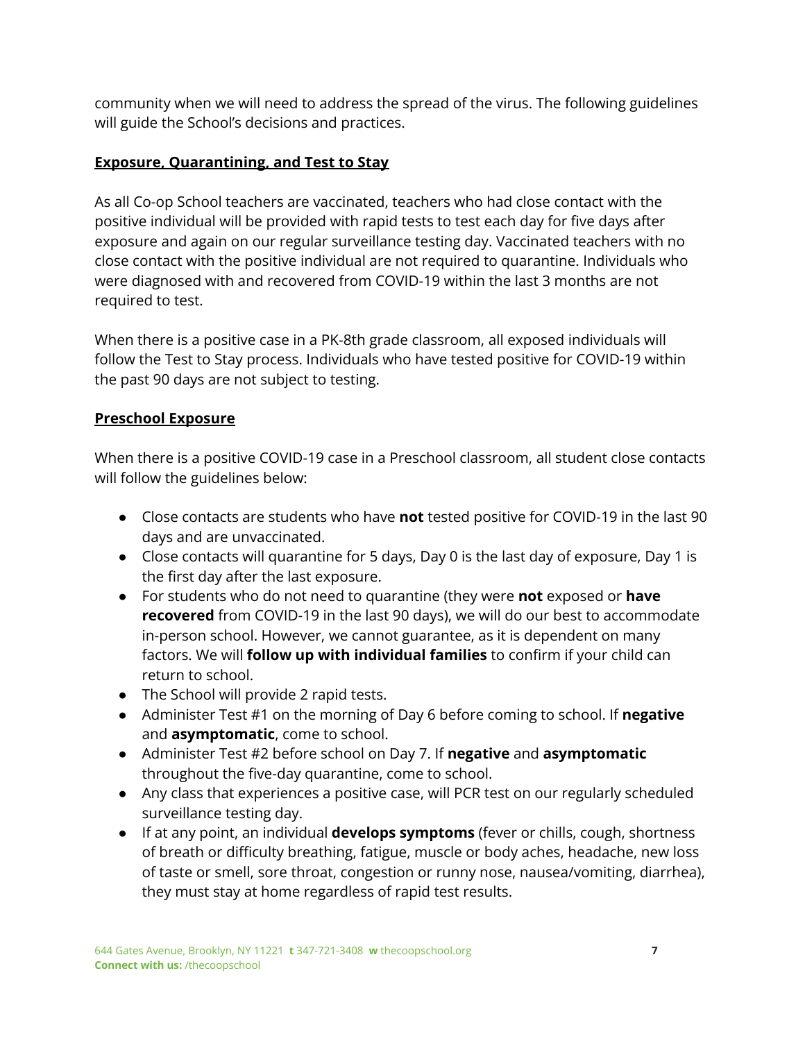community when we will need to address the spread of the virus. The following guidelines will guide the School's decisions and practices.

## Exposure, Quarantining, and Test to Stay

As all Co-op School teachers are vaccinated, teachers who had close contact with the positive individual will be provided with rapid tests to test each day for five days after exposure and again on our regular surveillance testing day. Vaccinated teachers with no close contact with the positive individual are not required to quarantine. Individuals who were diagnosed with and recovered from COVID-19 within the last 3 months are not required to test.

When there is a positive case in a PK-8th grade classroom, all exposed individuals will follow the Test to Stay process. Individuals who have tested positive for COVID-19 within the past 90 days are not subject to testing.

## Preschool Exposure

When there is a positive COVID-19 case in a Preschool classroom, all student close contacts will follow the guidelines below:

- Close contacts are students who have **not** tested positive for COVID-19 in the last 90 days and are unvaccinated.
- Close contacts will quarantine for 5 days, Day 0 is the last day of exposure, Day 1 is the first day after the last exposure.
- For students who do not need to quarantine (they were **not** exposed or **have recovered** from COVID-19 in the last 90 days), we will do our best to accommodate in-person school. However, we cannot guarantee, as it is dependent on many factors. We will **follow up with individual families** to confirm if your child can return to school.
- The School will provide 2 rapid tests.
- Administer Test #1 on the morning of Day 6 before coming to school. If **negative** and **asymptomatic**, come to school.
- Administer Test #2 before school on Day 7. If **negative** and **asymptomatic** throughout the five-day quarantine, come to school.
- Any class that experiences a positive case, will PCR test on our regularly scheduled surveillance testing day.
- If at any point, an individual **develops symptoms** (fever or chills, cough, shortness of breath or difficulty breathing, fatigue, muscle or body aches, headache, new loss of taste or smell, sore throat, congestion or runny nose, nausea/vomiting, diarrhea), they must stay at home regardless of rapid test results.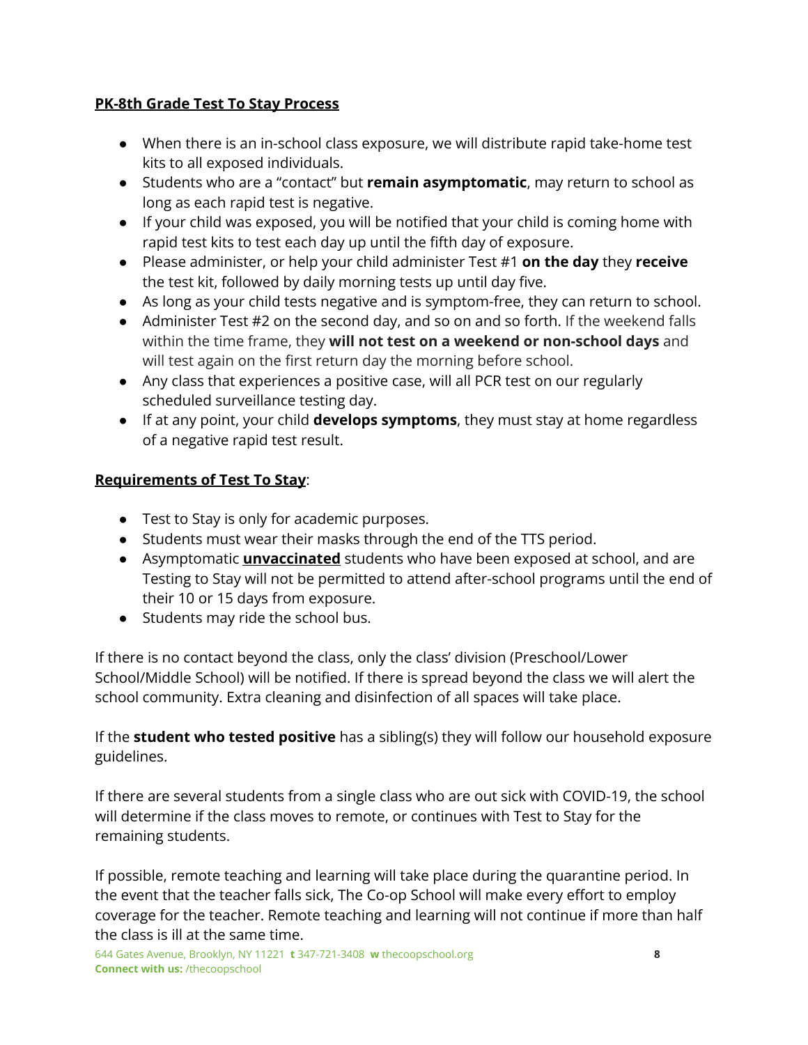**PK-8th Grade Test To Stay Process**

- When there is an in-school class exposure, we will distribute rapid take-home test kits to all exposed individuals.
- Students who are a "contact" but **remain asymptomatic**, may return to school as long as each rapid test is negative.
- If your child was exposed, you will be notified that your child is coming home with rapid test kits to test each day up until the fifth day of exposure.
- Please administer, or help your child administer Test #1 **on the day** they **receive** the test kit, followed by daily morning tests up until day five.
- As long as your child tests negative and is symptom-free, they can return to school.
- Administer Test #2 on the second day, and so on and so forth. If the weekend falls within the time frame, they **will not test on a weekend or non-school days** and will test again on the first return day the morning before school.
- Any class that experiences a positive case, will all PCR test on our regularly scheduled surveillance testing day.
- If at any point, your child **develops symptoms**, they must stay at home regardless of a negative rapid test result.

**Requirements of Test To Stay**:

- Test to Stay is only for academic purposes.
- Students must wear their masks through the end of the TTS period.
- Asymptomatic **unvaccinated** students who have been exposed at school, and are Testing to Stay will not be permitted to attend after-school programs until the end of their 10 or 15 days from exposure.
- Students may ride the school bus.

If there is no contact beyond the class, only the class' division (Preschool/Lower School/Middle School) will be notified. If there is spread beyond the class we will alert the school community. Extra cleaning and disinfection of all spaces will take place.

If the **student who tested positive** has a sibling(s) they will follow our household exposure guidelines.

If there are several students from a single class who are out sick with COVID-19, the school will determine if the class moves to remote, or continues with Test to Stay for the remaining students.

If possible, remote teaching and learning will take place during the quarantine period. In the event that the teacher falls sick, The Co-op School will make every effort to employ coverage for the teacher. Remote teaching and learning will not continue if more than half the class is ill at the same time.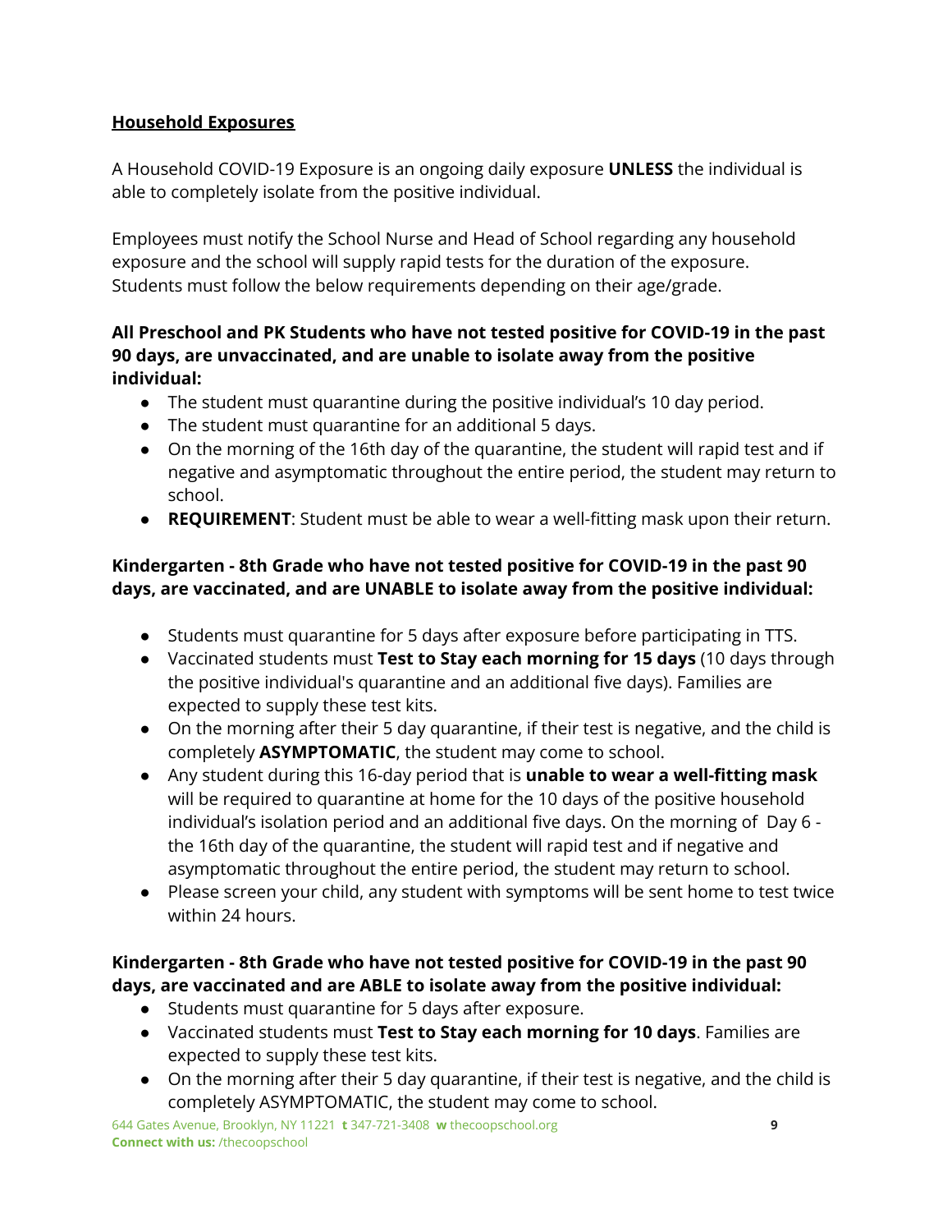## <u>Household Exposures</u>

A Household COVID-19 Exposure is an ongoing daily exposure **UNLESS** the individual is able to completely isolate from the positive individual.

Employees must notify the School Nurse and Head of School regarding any household exposure and the school will supply rapid tests for the duration of the exposure. Students must follow the below requirements depending on their age/grade.

**All Preschool and PK Students who have not tested positive for COVID-19 in the past 90 days, are unvaccinated, and are unable to isolate away from the positive individual:**

- The student must quarantine during the positive individual's 10 day period.
- The student must quarantine for an additional 5 days.
- On the morning of the 16th day of the quarantine, the student will rapid test and if negative and asymptomatic throughout the entire period, the student may return to school.
- **REQUIREMENT**: Student must be able to wear a well-fitting mask upon their return.

**Kindergarten - 8th Grade who have not tested positive for COVID-19 in the past 90 days, are vaccinated, and are UNABLE to isolate away from the positive individual:**

- Students must quarantine for 5 days after exposure before participating in TTS.
- Vaccinated students must **Test to Stay each morning for 15 days** (10 days through the positive individual's quarantine and an additional five days). Families are expected to supply these test kits.
- On the morning after their 5 day quarantine, if their test is negative, and the child is completely **ASYMPTOMATIC**, the student may come to school.
- Any student during this 16-day period that is **unable to wear a well-fitting mask** will be required to quarantine at home for the 10 days of the positive household individual's isolation period and an additional five days. On the morning of Day 6 - the 16th day of the quarantine, the student will rapid test and if negative and asymptomatic throughout the entire period, the student may return to school.
- Please screen your child, any student with symptoms will be sent home to test twice within 24 hours.

**Kindergarten - 8th Grade who have not tested positive for COVID-19 in the past 90 days, are vaccinated and are ABLE to isolate away from the positive individual:**

- Students must quarantine for 5 days after exposure.
- Vaccinated students must **Test to Stay each morning for 10 days**. Families are expected to supply these test kits.
- On the morning after their 5 day quarantine, if their test is negative, and the child is completely ASYMPTOMATIC, the student may come to school.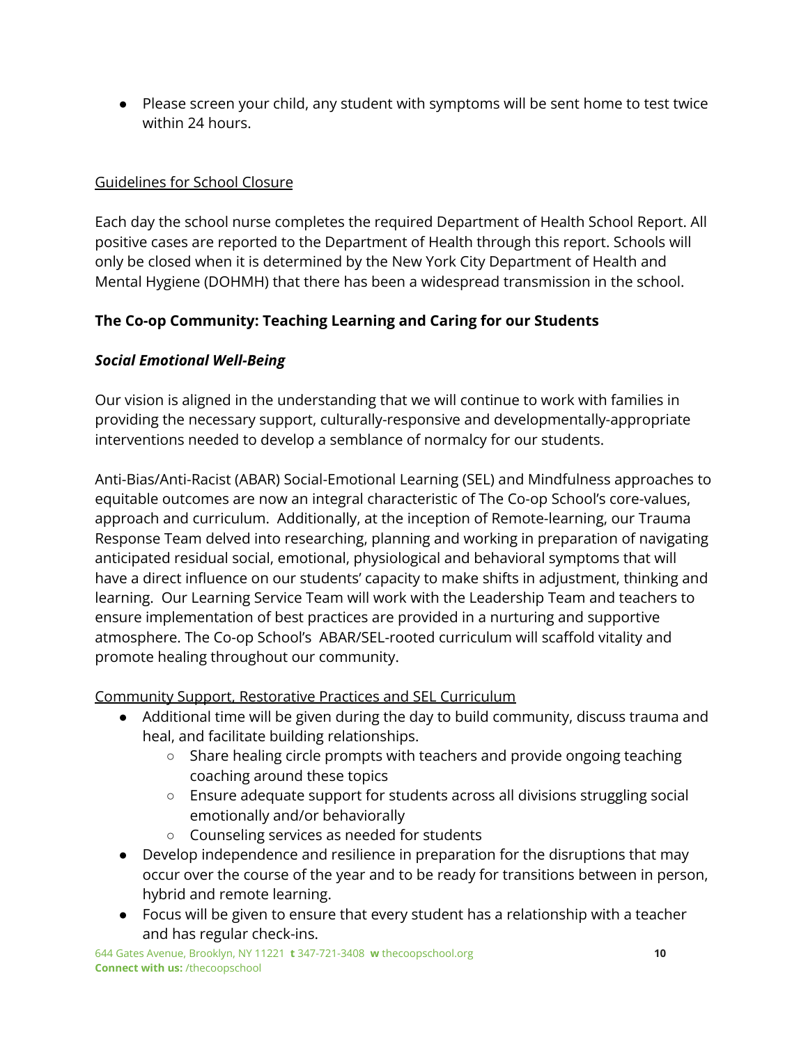- Please screen your child, any student with symptoms will be sent home to test twice within 24 hours.

Guidelines for School Closure

Each day the school nurse completes the required Department of Health School Report. All positive cases are reported to the Department of Health through this report. Schools will only be closed when it is determined by the New York City Department of Health and Mental Hygiene (DOHMH) that there has been a widespread transmission in the school.

## The Co-op Community: Teaching Learning and Caring for our Students

### *Social Emotional Well-Being*

Our vision is aligned in the understanding that we will continue to work with families in providing the necessary support, culturally-responsive and developmentally-appropriate interventions needed to develop a semblance of normalcy for our students.

Anti-Bias/Anti-Racist (ABAR) Social-Emotional Learning (SEL) and Mindfulness approaches to equitable outcomes are now an integral characteristic of The Co-op School's core-values, approach and curriculum. Additionally, at the inception of Remote-learning, our Trauma Response Team delved into researching, planning and working in preparation of navigating anticipated residual social, emotional, physiological and behavioral symptoms that will have a direct influence on our students' capacity to make shifts in adjustment, thinking and learning. Our Learning Service Team will work with the Leadership Team and teachers to ensure implementation of best practices are provided in a nurturing and supportive atmosphere. The Co-op School's ABAR/SEL-rooted curriculum will scaffold vitality and promote healing throughout our community.

Community Support, Restorative Practices and SEL Curriculum

- Additional time will be given during the day to build community, discuss trauma and heal, and facilitate building relationships.
  - Share healing circle prompts with teachers and provide ongoing teaching coaching around these topics
  - Ensure adequate support for students across all divisions struggling social emotionally and/or behaviorally
  - Counseling services as needed for students
- Develop independence and resilience in preparation for the disruptions that may occur over the course of the year and to be ready for transitions between in person, hybrid and remote learning.
- Focus will be given to ensure that every student has a relationship with a teacher and has regular check-ins.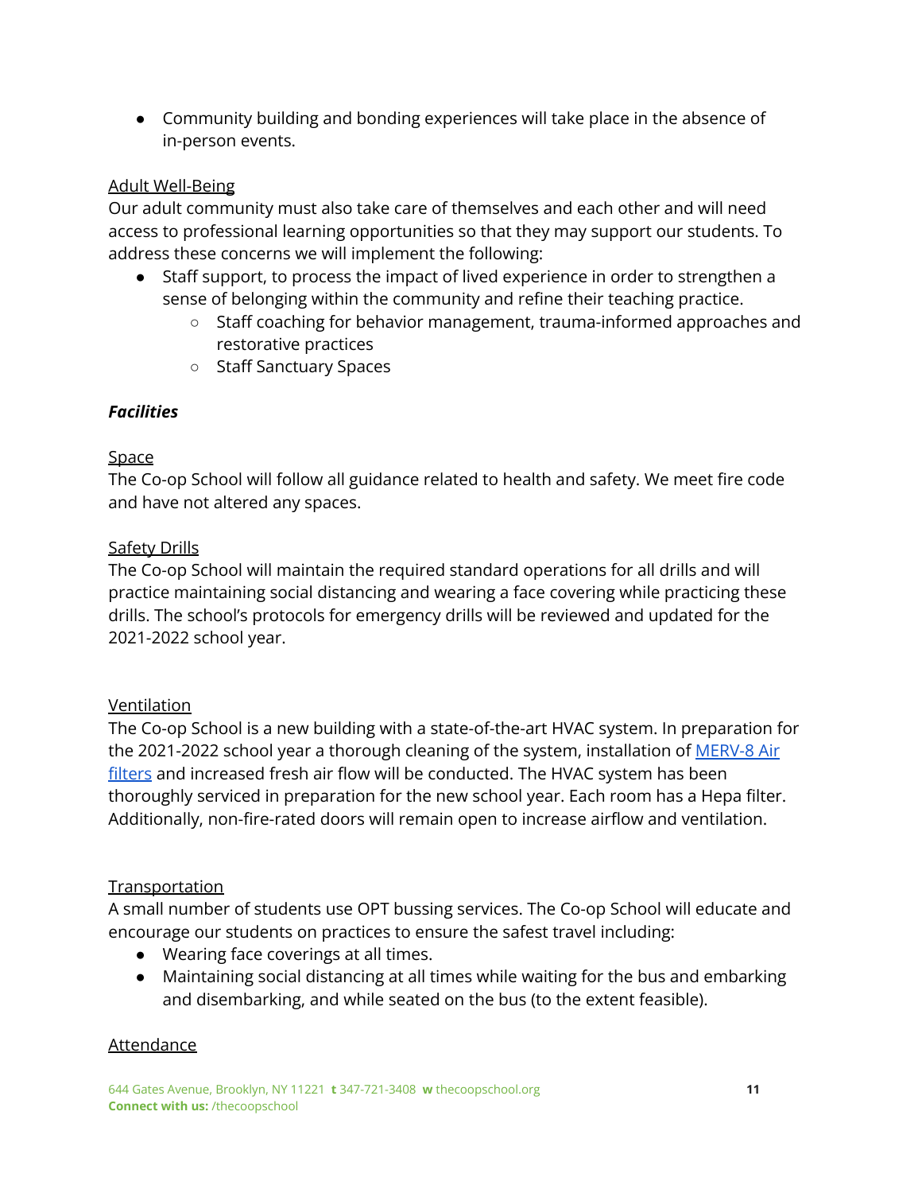- Community building and bonding experiences will take place in the absence of in-person events.

Adult Well-Being

Our adult community must also take care of themselves and each other and will need access to professional learning opportunities so that they may support our students. To address these concerns we will implement the following:

- Staff support, to process the impact of lived experience in order to strengthen a sense of belonging within the community and refine their teaching practice.
  - Staff coaching for behavior management, trauma-informed approaches and restorative practices
  - Staff Sanctuary Spaces

***Facilities***

Space

The Co-op School will follow all guidance related to health and safety. We meet fire code and have not altered any spaces.

Safety Drills

The Co-op School will maintain the required standard operations for all drills and will practice maintaining social distancing and wearing a face covering while practicing these drills. The school's protocols for emergency drills will be reviewed and updated for the 2021-2022 school year.

Ventilation

The Co-op School is a new building with a state-of-the-art HVAC system. In preparation for the 2021-2022 school year a thorough cleaning of the system, installation of MERV-8 Air filters and increased fresh air flow will be conducted. The HVAC system has been thoroughly serviced in preparation for the new school year. Each room has a Hepa filter. Additionally, non-fire-rated doors will remain open to increase airflow and ventilation.

Transportation

A small number of students use OPT bussing services. The Co-op School will educate and encourage our students on practices to ensure the safest travel including:

- Wearing face coverings at all times.
- Maintaining social distancing at all times while waiting for the bus and embarking and disembarking, and while seated on the bus (to the extent feasible).

Attendance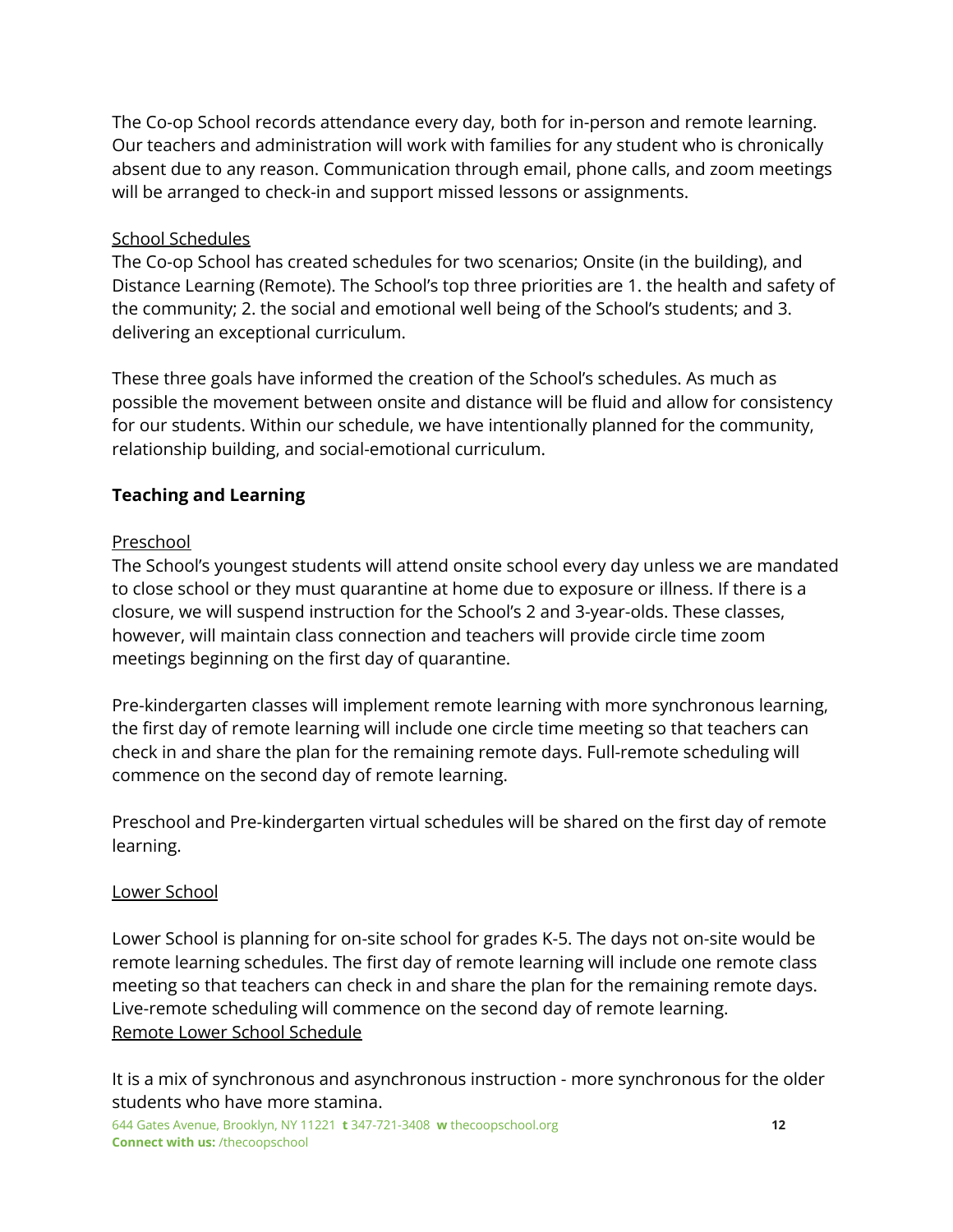The Co-op School records attendance every day, both for in-person and remote learning. Our teachers and administration will work with families for any student who is chronically absent due to any reason. Communication through email, phone calls, and zoom meetings will be arranged to check-in and support missed lessons or assignments.

School Schedules

The Co-op School has created schedules for two scenarios; Onsite (in the building), and Distance Learning (Remote). The School's top three priorities are 1. the health and safety of the community; 2. the social and emotional well being of the School's students; and 3. delivering an exceptional curriculum.

These three goals have informed the creation of the School's schedules. As much as possible the movement between onsite and distance will be fluid and allow for consistency for our students. Within our schedule, we have intentionally planned for the community, relationship building, and social-emotional curriculum.

## Teaching and Learning

Preschool

The School's youngest students will attend onsite school every day unless we are mandated to close school or they must quarantine at home due to exposure or illness. If there is a closure, we will suspend instruction for the School's 2 and 3-year-olds. These classes, however, will maintain class connection and teachers will provide circle time zoom meetings beginning on the first day of quarantine.

Pre-kindergarten classes will implement remote learning with more synchronous learning, the first day of remote learning will include one circle time meeting so that teachers can check in and share the plan for the remaining remote days. Full-remote scheduling will commence on the second day of remote learning.

Preschool and Pre-kindergarten virtual schedules will be shared on the first day of remote learning.

Lower School

Lower School is planning for on-site school for grades K-5. The days not on-site would be remote learning schedules. The first day of remote learning will include one remote class meeting so that teachers can check in and share the plan for the remaining remote days. Live-remote scheduling will commence on the second day of remote learning.
Remote Lower School Schedule

It is a mix of synchronous and asynchronous instruction - more synchronous for the older students who have more stamina.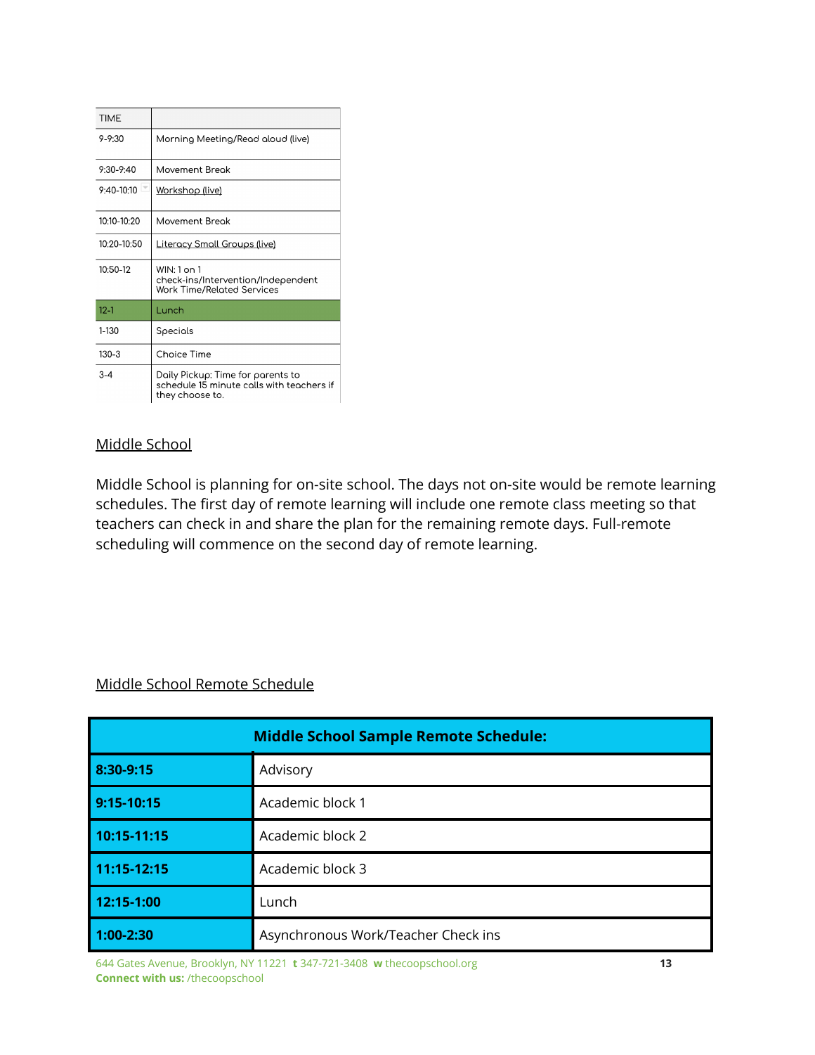| TIME | |
|---|---|
| 9-9:30 | Morning Meeting/Read aloud (live) |
| 9:30-9:40 | Movement Break |
| 9:40-10:10 | Workshop (live) |
| 10:10-10:20 | Movement Break |
| 10:20-10:50 | Literacy Small Groups (live) |
| 10:50-12 | WIN: 1 on 1 check-ins/Intervention/Independent Work Time/Related Services |
| 12-1 | Lunch |
| 1-130 | Specials |
| 130-3 | Choice Time |
| 3-4 | Daily Pickup: Time for parents to schedule 15 minute calls with teachers if they choose to. |

## Middle School

Middle School is planning for on-site school. The days not on-site would be remote learning schedules. The first day of remote learning will include one remote class meeting so that teachers can check in and share the plan for the remaining remote days. Full-remote scheduling will commence on the second day of remote learning.

## Middle School Remote Schedule

| **Middle School Sample Remote Schedule:** | |
|---|---|
| **8:30-9:15** | Advisory |
| **9:15-10:15** | Academic block 1 |
| **10:15-11:15** | Academic block 2 |
| **11:15-12:15** | Academic block 3 |
| **12:15-1:00** | Lunch |
| **1:00-2:30** | Asynchronous Work/Teacher Check ins |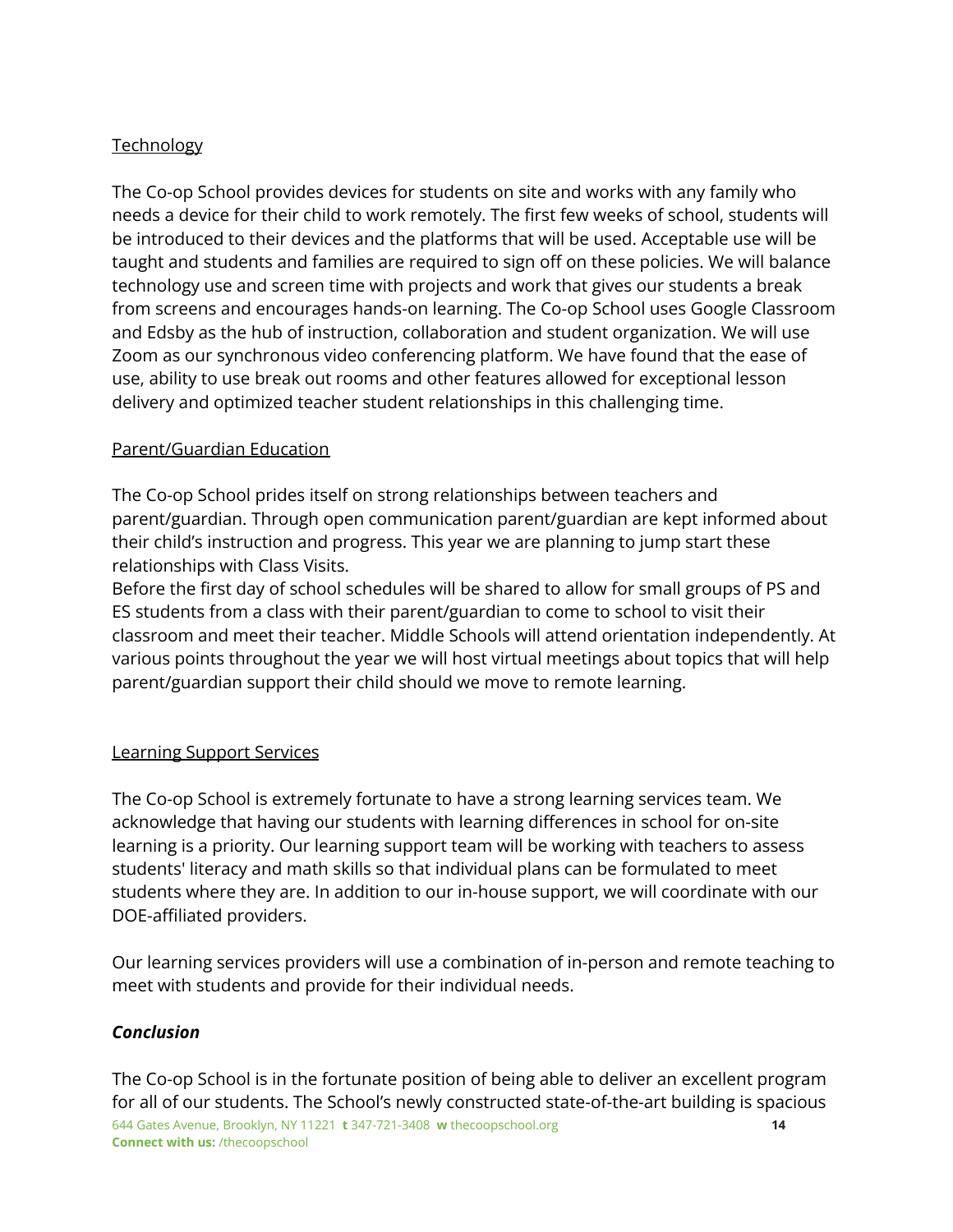Technology

The Co-op School provides devices for students on site and works with any family who needs a device for their child to work remotely. The first few weeks of school, students will be introduced to their devices and the platforms that will be used. Acceptable use will be taught and students and families are required to sign off on these policies. We will balance technology use and screen time with projects and work that gives our students a break from screens and encourages hands-on learning. The Co-op School uses Google Classroom and Edsby as the hub of instruction, collaboration and student organization. We will use Zoom as our synchronous video conferencing platform. We have found that the ease of use, ability to use break out rooms and other features allowed for exceptional lesson delivery and optimized teacher student relationships in this challenging time.

Parent/Guardian Education

The Co-op School prides itself on strong relationships between teachers and parent/guardian. Through open communication parent/guardian are kept informed about their child's instruction and progress. This year we are planning to jump start these relationships with Class Visits.
Before the first day of school schedules will be shared to allow for small groups of PS and ES students from a class with their parent/guardian to come to school to visit their classroom and meet their teacher. Middle Schools will attend orientation independently. At various points throughout the year we will host virtual meetings about topics that will help parent/guardian support their child should we move to remote learning.

Learning Support Services

The Co-op School is extremely fortunate to have a strong learning services team. We acknowledge that having our students with learning differences in school for on-site learning is a priority. Our learning support team will be working with teachers to assess students' literacy and math skills so that individual plans can be formulated to meet students where they are. In addition to our in-house support, we will coordinate with our DOE-affiliated providers.

Our learning services providers will use a combination of in-person and remote teaching to meet with students and provide for their individual needs.

***Conclusion***

The Co-op School is in the fortunate position of being able to deliver an excellent program for all of our students. The School's newly constructed state-of-the-art building is spacious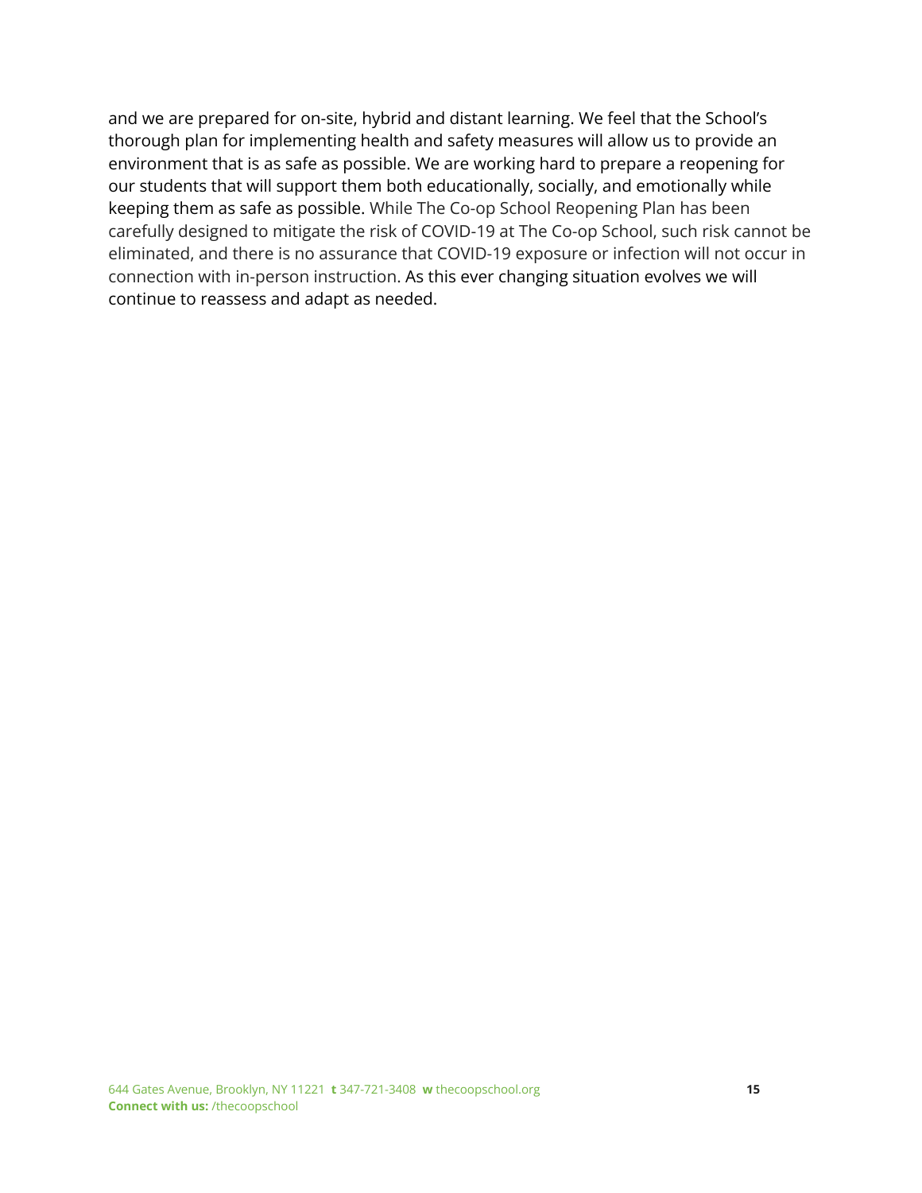and we are prepared for on-site, hybrid and distant learning. We feel that the School's thorough plan for implementing health and safety measures will allow us to provide an environment that is as safe as possible. We are working hard to prepare a reopening for our students that will support them both educationally, socially, and emotionally while keeping them as safe as possible. While The Co-op School Reopening Plan has been carefully designed to mitigate the risk of COVID-19 at The Co-op School, such risk cannot be eliminated, and there is no assurance that COVID-19 exposure or infection will not occur in connection with in-person instruction. As this ever changing situation evolves we will continue to reassess and adapt as needed.